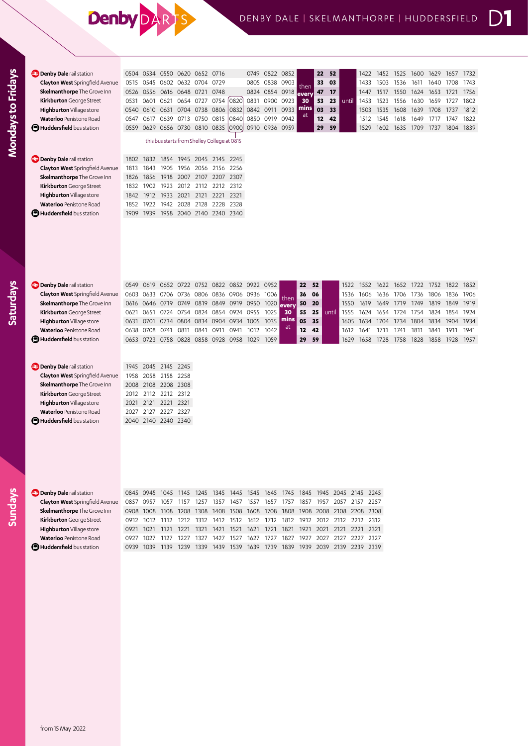# DenbyDARTS — DENBY DALE | SKELMANTHORPE | HUDDERSFIELD — D1

## Mondays to Fridays

| Stop | | | | | | | | | | | | | | | | | | | | | | |
|---|---|---|---|---|---|---|---|---|---|---|---|---|---|---|---|---|---|---|---|---|---|---|
| **Denby Dale** rail station | 0504 | 0534 | 0550 | 0620 | 0652 | 0716 | | 0749 | 0822 | 0852 | then every 30 mins at | 22 | 52 | until | 1422 | 1452 | 1525 | 1600 | 1629 | 1657 | 1732 |
| **Clayton West** Springfield Avenue | 0515 | 0545 | 0602 | 0632 | 0704 | 0729 | | 0805 | 0838 | 0903 | | 33 | 03 | | 1433 | 1503 | 1536 | 1611 | 1640 | 1708 | 1743 |
| **Skelmanthorpe** The Grove Inn | 0526 | 0556 | 0616 | 0648 | 0721 | 0748 | | 0824 | 0854 | 0918 | | 47 | 17 | | 1447 | 1517 | 1550 | 1624 | 1653 | 1721 | 1756 |
| **Kirkburton** George Street | 0531 | 0601 | 0621 | 0654 | 0727 | 0754 | 0820 | 0831 | 0900 | 0923 | | 53 | 23 | | 1453 | 1523 | 1556 | 1630 | 1659 | 1727 | 1802 |
| **Highburton** Village store | 0540 | 0610 | 0631 | 0704 | 0738 | 0806 | 0832 | 0842 | 0911 | 0933 | | 03 | 33 | | 1503 | 1535 | 1608 | 1639 | 1708 | 1737 | 1812 |
| **Waterloo** Penistone Road | 0547 | 0617 | 0639 | 0713 | 0750 | 0815 | 0840 | 0850 | 0919 | 0942 | | 12 | 42 | | 1512 | 1545 | 1618 | 1649 | 1717 | 1747 | 1822 |
| **Huddersfield** bus station | 0559 | 0629 | 0656 | 0730 | 0810 | 0835 | 0900 | 0910 | 0936 | 0959 | | 29 | 59 | | 1529 | 1602 | 1635 | 1709 | 1737 | 1804 | 1839 |

this bus starts from Shelley College at 0815

| Stop | | | | | | | |
|---|---|---|---|---|---|---|---|
| **Denby Dale** rail station | 1802 | 1832 | 1854 | 1945 | 2045 | 2145 | 2245 |
| **Clayton West** Springfield Avenue | 1813 | 1843 | 1905 | 1956 | 2056 | 2156 | 2256 |
| **Skelmanthorpe** The Grove Inn | 1826 | 1856 | 1918 | 2007 | 2107 | 2207 | 2307 |
| **Kirkburton** George Street | 1832 | 1902 | 1923 | 2012 | 2112 | 2212 | 2312 |
| **Highburton** Village store | 1842 | 1912 | 1933 | 2021 | 2121 | 2221 | 2321 |
| **Waterloo** Penistone Road | 1852 | 1922 | 1942 | 2028 | 2128 | 2228 | 2328 |
| **Huddersfield** bus station | 1909 | 1939 | 1958 | 2040 | 2140 | 2240 | 2340 |

## Saturdays

| Stop | | | | | | | | | | | | | | | | | | | | | | |
|---|---|---|---|---|---|---|---|---|---|---|---|---|---|---|---|---|---|---|---|---|---|---|
| **Denby Dale** rail station | 0549 | 0619 | 0652 | 0722 | 0752 | 0822 | 0852 | 0922 | 0952 | then every 30 mins at | 22 | 52 | until | 1522 | 1552 | 1622 | 1652 | 1722 | 1752 | 1822 | 1852 |
| **Clayton West** Springfield Avenue | 0603 | 0633 | 0706 | 0736 | 0806 | 0836 | 0906 | 0936 | 1006 | | 36 | 06 | | 1536 | 1606 | 1636 | 1706 | 1736 | 1806 | 1836 | 1906 |
| **Skelmanthorpe** The Grove Inn | 0616 | 0646 | 0719 | 0749 | 0819 | 0849 | 0919 | 0950 | 1020 | | 50 | 20 | | 1550 | 1619 | 1649 | 1719 | 1749 | 1819 | 1849 | 1919 |
| **Kirkburton** George Street | 0621 | 0651 | 0724 | 0754 | 0824 | 0854 | 0924 | 0955 | 1025 | | 55 | 25 | | 1555 | 1624 | 1654 | 1724 | 1754 | 1824 | 1854 | 1924 |
| **Highburton** Village store | 0631 | 0701 | 0734 | 0804 | 0834 | 0904 | 0934 | 1005 | 1035 | | 05 | 35 | | 1605 | 1634 | 1704 | 1734 | 1804 | 1834 | 1904 | 1934 |
| **Waterloo** Penistone Road | 0638 | 0708 | 0741 | 0811 | 0841 | 0911 | 0941 | 1012 | 1042 | | 12 | 42 | | 1612 | 1641 | 1711 | 1741 | 1811 | 1841 | 1911 | 1941 |
| **Huddersfield** bus station | 0653 | 0723 | 0758 | 0828 | 0858 | 0928 | 0958 | 1029 | 1059 | | 29 | 59 | | 1629 | 1658 | 1728 | 1758 | 1828 | 1858 | 1928 | 1957 |

| Stop | | | | |
|---|---|---|---|---|
| **Denby Dale** rail station | 1945 | 2045 | 2145 | 2245 |
| **Clayton West** Springfield Avenue | 1958 | 2058 | 2158 | 2258 |
| **Skelmanthorpe** The Grove Inn | 2008 | 2108 | 2208 | 2308 |
| **Kirkburton** George Street | 2012 | 2112 | 2212 | 2312 |
| **Highburton** Village store | 2021 | 2121 | 2221 | 2321 |
| **Waterloo** Penistone Road | 2027 | 2127 | 2227 | 2327 |
| **Huddersfield** bus station | 2040 | 2140 | 2240 | 2340 |

## Sundays

| Stop | | | | | | | | | | | | | | | |
|---|---|---|---|---|---|---|---|---|---|---|---|---|---|---|---|
| **Denby Dale** rail station | 0845 | 0945 | 1045 | 1145 | 1245 | 1345 | 1445 | 1545 | 1645 | 1745 | 1845 | 1945 | 2045 | 2145 | 2245 |
| **Clayton West** Springfield Avenue | 0857 | 0957 | 1057 | 1157 | 1257 | 1357 | 1457 | 1557 | 1657 | 1757 | 1857 | 1957 | 2057 | 2157 | 2257 |
| **Skelmanthorpe** The Grove Inn | 0908 | 1008 | 1108 | 1208 | 1308 | 1408 | 1508 | 1608 | 1708 | 1808 | 1908 | 2008 | 2108 | 2208 | 2308 |
| **Kirkburton** George Street | 0912 | 1012 | 1112 | 1212 | 1312 | 1412 | 1512 | 1612 | 1712 | 1812 | 1912 | 2012 | 2112 | 2212 | 2312 |
| **Highburton** Village store | 0921 | 1021 | 1121 | 1221 | 1321 | 1421 | 1521 | 1621 | 1721 | 1821 | 1921 | 2021 | 2121 | 2221 | 2321 |
| **Waterloo** Penistone Road | 0927 | 1027 | 1127 | 1227 | 1327 | 1427 | 1527 | 1627 | 1727 | 1827 | 1927 | 2027 | 2127 | 2227 | 2327 |
| **Huddersfield** bus station | 0939 | 1039 | 1139 | 1239 | 1339 | 1439 | 1539 | 1639 | 1739 | 1839 | 1939 | 2039 | 2139 | 2239 | 2339 |

from 15 May 2022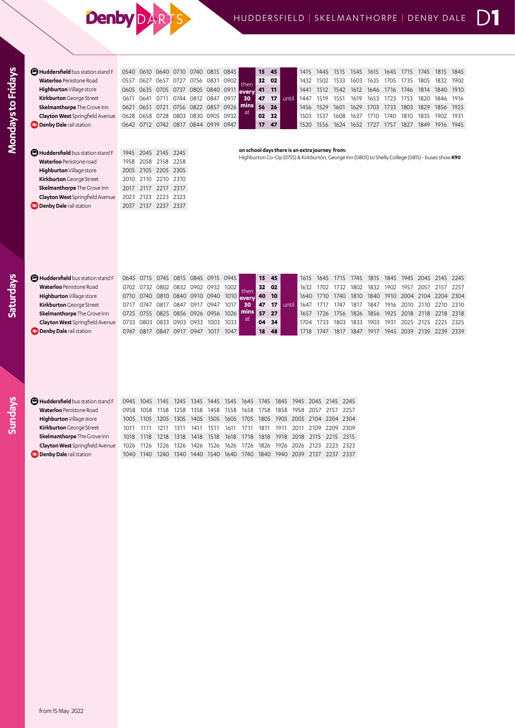# Denby DARTS

## HUDDERSFIELD | SKELMANTHORPE | DENBY DALE — D1

## Mondays to Fridays

| Stop | | | | | | | | | | | | | | | | | | | | | | |
|---|---|---|---|---|---|---|---|---|---|---|---|---|---|---|---|---|---|---|---|---|---|---|
| **Huddersfield** bus station stand F | 0540 | 0610 | 0640 | 0710 | 0740 | 0815 | 0845 | then every 30 mins at | 15 | 45 | until | 1415 | 1445 | 1515 | 1545 | 1615 | 1645 | 1715 | 1745 | 1815 | 1845 |
| **Waterloo** Penistone Road | 0557 | 0627 | 0657 | 0727 | 0756 | 0831 | 0902 | | 32 | 02 | | 1432 | 1502 | 1533 | 1603 | 1635 | 1705 | 1735 | 1805 | 1832 | 1902 |
| **Highburton** Village store | 0605 | 0635 | 0705 | 0737 | 0805 | 0840 | 0911 | | 41 | 11 | | 1441 | 1512 | 1542 | 1612 | 1646 | 1716 | 1746 | 1814 | 1840 | 1910 |
| **Kirkburton** George Street | 0611 | 0641 | 0711 | 0744 | 0812 | 0847 | 0917 | | 47 | 17 | | 1447 | 1519 | 1551 | 1619 | 1653 | 1723 | 1753 | 1820 | 1846 | 1916 |
| **Skelmanthorpe** The Grove Inn | 0621 | 0651 | 0721 | 0756 | 0822 | 0857 | 0926 | | 56 | 26 | | 1456 | 1529 | 1601 | 1629 | 1703 | 1733 | 1803 | 1829 | 1856 | 1925 |
| **Clayton West** Springfield Avenue | 0628 | 0658 | 0728 | 0803 | 0830 | 0905 | 0932 | | 02 | 32 | | 1503 | 1537 | 1608 | 1637 | 1710 | 1740 | 1810 | 1835 | 1902 | 1931 |
| **Denby Dale** rail station | 0642 | 0712 | 0742 | 0817 | 0844 | 0919 | 0947 | | 17 | 47 | | 1520 | 1556 | 1624 | 1652 | 1727 | 1757 | 1827 | 1849 | 1916 | 1945 |

| Stop | | | | |
|---|---|---|---|---|
| **Huddersfield** bus station stand F | 1945 | 2045 | 2145 | 2245 |
| **Waterloo** Penistone road | 1958 | 2058 | 2158 | 2258 |
| **Highburton** Village store | 2005 | 2105 | 2205 | 2305 |
| **Kirkburton** George Street | 2010 | 2110 | 2210 | 2310 |
| **Skelmanthorpe** The Grove Inn | 2017 | 2117 | 2217 | 2317 |
| **Clayton West** Springfield Avenue | 2023 | 2123 | 2223 | 2323 |
| **Denby Dale** rail station | 2037 | 2137 | 2237 | 2337 |

**on school days there is an extra journey from:**
Highburton Co-Op (0755) & Kirkburton, George Inn (0805) to Shelly College (0815) - buses show **K90**

## Saturdays

| Stop | | | | | | | | | | | | | | | | | | | | | | |
|---|---|---|---|---|---|---|---|---|---|---|---|---|---|---|---|---|---|---|---|---|---|---|
| **Huddersfield** bus station stand F | 0645 | 0715 | 0745 | 0815 | 0845 | 0915 | 0945 | then every 30 mins at | 15 | 45 | until | 1615 | 1645 | 1715 | 1745 | 1815 | 1845 | 1945 | 2045 | 2145 | 2245 |
| **Waterloo** Penistone Road | 0702 | 0732 | 0802 | 0832 | 0902 | 0932 | 1002 | | 32 | 02 | | 1632 | 1702 | 1732 | 1802 | 1832 | 1902 | 1957 | 2057 | 2157 | 2257 |
| **Highburton** Village store | 0710 | 0740 | 0810 | 0840 | 0910 | 0940 | 1010 | | 40 | 10 | | 1640 | 1710 | 1740 | 1810 | 1840 | 1910 | 2004 | 2104 | 2204 | 2304 |
| **Kirkburton** George Street | 0717 | 0747 | 0817 | 0847 | 0917 | 0947 | 1017 | | 47 | 17 | | 1647 | 1717 | 1747 | 1817 | 1847 | 1916 | 2010 | 2110 | 2210 | 2310 |
| **Skelmanthorpe** The Grove Inn | 0725 | 0755 | 0825 | 0856 | 0926 | 0956 | 1026 | | 57 | 27 | | 1657 | 1726 | 1756 | 1826 | 1856 | 1925 | 2018 | 2118 | 2218 | 2318 |
| **Clayton West** Springfield Avenue | 0733 | 0803 | 0833 | 0903 | 0933 | 1003 | 1033 | | 04 | 34 | | 1704 | 1733 | 1803 | 1833 | 1903 | 1931 | 2025 | 2125 | 2225 | 2325 |
| **Denby Dale** rail station | 0747 | 0817 | 0847 | 0917 | 0947 | 1017 | 1047 | | 18 | 48 | | 1718 | 1747 | 1817 | 1847 | 1917 | 1945 | 2039 | 2139 | 2239 | 2339 |

## Sundays

| Stop | | | | | | | | | | | | | | |
|---|---|---|---|---|---|---|---|---|---|---|---|---|---|---|
| **Huddersfield** bus station stand F | 0945 | 1045 | 1145 | 1245 | 1345 | 1445 | 1545 | 1645 | 1745 | 1845 | 1945 | 2045 | 2145 | 2245 |
| **Waterloo** Penistone Road | 0958 | 1058 | 1158 | 1258 | 1358 | 1458 | 1558 | 1658 | 1758 | 1858 | 1958 | 2057 | 2157 | 2257 |
| **Highburton** Village store | 1005 | 1105 | 1205 | 1305 | 1405 | 1505 | 1605 | 1705 | 1805 | 1905 | 2005 | 2104 | 2204 | 2304 |
| **Kirkburton** George Street | 1011 | 1111 | 1211 | 1311 | 1411 | 1511 | 1611 | 1711 | 1811 | 1911 | 2011 | 2109 | 2209 | 2309 |
| **Skelmanthorpe** The Grove Inn | 1018 | 1118 | 1218 | 1318 | 1418 | 1518 | 1618 | 1718 | 1818 | 1918 | 2018 | 2115 | 2215 | 2315 |
| **Clayton West** Springfield Avenue | 1026 | 1126 | 1226 | 1326 | 1426 | 1526 | 1626 | 1726 | 1826 | 1926 | 2026 | 2123 | 2223 | 2323 |
| **Denby Dale** rail station | 1040 | 1140 | 1240 | 1340 | 1440 | 1540 | 1640 | 1740 | 1840 | 1940 | 2039 | 2137 | 2237 | 2337 |

from 15 May 2022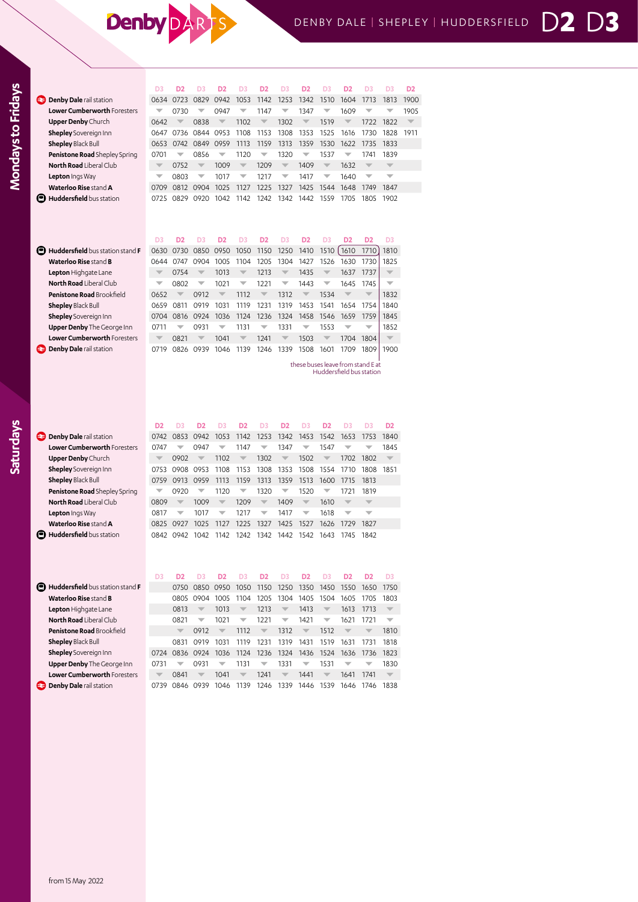# Denby DARTS

## DENBY DALE | SHEPLEY | HUDDERSFIELD D2 D3

## Mondays to Fridays

| | D3 | D2 | D3 | D2 | D3 | D2 | D3 | D2 | D3 | D2 | D3 | D3 | D2 |
|---|---|---|---|---|---|---|---|---|---|---|---|---|---|
| **Denby Dale** rail station | 0634 | 0723 | 0829 | 0942 | 1053 | 1142 | 1253 | 1342 | 1510 | 1604 | 1713 | 1813 | 1900 |
| **Lower Cumberworth** Foresters | ▼ | 0730 | ▼ | 0947 | ▼ | 1147 | ▼ | 1347 | ▼ | 1609 | ▼ | ▼ | 1905 |
| **Upper Denby** Church | 0642 | ▼ | 0838 | ▼ | 1102 | ▼ | 1302 | ▼ | 1519 | ▼ | 1722 | 1822 | ▼ |
| **Shepley** Sovereign Inn | 0647 | 0736 | 0844 | 0953 | 1108 | 1153 | 1308 | 1353 | 1525 | 1616 | 1730 | 1828 | 1911 |
| **Shepley** Black Bull | 0653 | 0742 | 0849 | 0959 | 1113 | 1159 | 1313 | 1359 | 1530 | 1622 | 1735 | 1833 | |
| **Penistone Road** Shepley Spring | 0701 | ▼ | 0856 | ▼ | 1120 | ▼ | 1320 | ▼ | 1537 | ▼ | 1741 | 1839 | |
| **North Road** Liberal Club | ▼ | 0752 | ▼ | 1009 | ▼ | 1209 | ▼ | 1409 | ▼ | 1632 | ▼ | ▼ | |
| **Lepton** Ings Way | ▼ | 0803 | ▼ | 1017 | ▼ | 1217 | ▼ | 1417 | ▼ | 1640 | ▼ | ▼ | |
| **Waterloo Rise** stand **A** | 0709 | 0812 | 0904 | 1025 | 1127 | 1225 | 1327 | 1425 | 1544 | 1648 | 1749 | 1847 | |
| **Huddersfield** bus station | 0725 | 0829 | 0920 | 1042 | 1142 | 1242 | 1342 | 1442 | 1559 | 1705 | 1805 | 1902 | |

| | D3 | D2 | D3 | D2 | D3 | D2 | D3 | D2 | D3 | D2 | D2 | D3 |
|---|---|---|---|---|---|---|---|---|---|---|---|---|
| **Huddersfield** bus station stand **F** | 0630 | 0730 | 0850 | 0950 | 1050 | 1150 | 1250 | 1410 | 1510 | 1610* | 1710* | 1810 |
| **Waterloo Rise** stand **B** | 0644 | 0747 | 0904 | 1005 | 1104 | 1205 | 1304 | 1427 | 1526 | 1630 | 1730 | 1825 |
| **Lepton** Highgate Lane | ▼ | 0754 | ▼ | 1013 | ▼ | 1213 | ▼ | 1435 | ▼ | 1637 | 1737 | ▼ |
| **North Road** Liberal Club | ▼ | 0802 | ▼ | 1021 | ▼ | 1221 | ▼ | 1443 | ▼ | 1645 | 1745 | ▼ |
| **Penistone Road** Brookfield | 0652 | ▼ | 0912 | ▼ | 1112 | ▼ | 1312 | ▼ | 1534 | ▼ | ▼ | 1832 |
| **Shepley** Black Bull | 0659 | 0811 | 0919 | 1031 | 1119 | 1231 | 1319 | 1453 | 1541 | 1654 | 1754 | 1840 |
| **Shepley** Sovereign Inn | 0704 | 0816 | 0924 | 1036 | 1124 | 1236 | 1324 | 1458 | 1546 | 1659 | 1759 | 1845 |
| **Upper Denby** The George Inn | 0711 | ▼ | 0931 | ▼ | 1131 | ▼ | 1331 | ▼ | 1553 | ▼ | ▼ | 1852 |
| **Lower Cumberworth** Foresters | ▼ | 0821 | ▼ | 1041 | ▼ | 1241 | ▼ | 1503 | ▼ | 1704 | 1804 | ▼ |
| **Denby Dale** rail station | 0719 | 0826 | 0939 | 1046 | 1139 | 1246 | 1339 | 1508 | 1601 | 1709 | 1809 | 1900 |

*these buses leave from stand E at Huddersfield bus station

## Saturdays

| | D2 | D3 | D2 | D3 | D2 | D3 | D2 | D3 | D2 | D3 | D3 | D2 |
|---|---|---|---|---|---|---|---|---|---|---|---|---|
| **Denby Dale** rail station | 0742 | 0853 | 0942 | 1053 | 1142 | 1253 | 1342 | 1453 | 1542 | 1653 | 1753 | 1840 |
| **Lower Cumberworth** Foresters | 0747 | ▼ | 0947 | ▼ | 1147 | ▼ | 1347 | ▼ | 1547 | ▼ | ▼ | 1845 |
| **Upper Denby** Church | ▼ | 0902 | ▼ | 1102 | ▼ | 1302 | ▼ | 1502 | ▼ | 1702 | 1802 | ▼ |
| **Shepley** Sovereign Inn | 0753 | 0908 | 0953 | 1108 | 1153 | 1308 | 1353 | 1508 | 1554 | 1710 | 1808 | 1851 |
| **Shepley** Black Bull | 0759 | 0913 | 0959 | 1113 | 1159 | 1313 | 1359 | 1513 | 1600 | 1715 | 1813 | |
| **Penistone Road** Shepley Spring | ▼ | 0920 | ▼ | 1120 | ▼ | 1320 | ▼ | 1520 | ▼ | 1721 | 1819 | |
| **North Road** Liberal Club | 0809 | ▼ | 1009 | ▼ | 1209 | ▼ | 1409 | ▼ | 1610 | ▼ | ▼ | |
| **Lepton** Ings Way | 0817 | ▼ | 1017 | ▼ | 1217 | ▼ | 1417 | ▼ | 1618 | ▼ | ▼ | |
| **Waterloo Rise** stand **A** | 0825 | 0927 | 1025 | 1127 | 1225 | 1327 | 1425 | 1527 | 1626 | 1729 | 1827 | |
| **Huddersfield** bus station | 0842 | 0942 | 1042 | 1142 | 1242 | 1342 | 1442 | 1542 | 1643 | 1745 | 1842 | |

| | D3 | D2 | D3 | D2 | D3 | D2 | D3 | D2 | D3 | D2 | D2 | D3 |
|---|---|---|---|---|---|---|---|---|---|---|---|---|
| **Huddersfield** bus station stand **F** | | 0750 | 0850 | 0950 | 1050 | 1150 | 1250 | 1350 | 1450 | 1550 | 1650 | 1750 |
| **Waterloo Rise** stand **B** | | 0805 | 0904 | 1005 | 1104 | 1205 | 1304 | 1405 | 1504 | 1605 | 1705 | 1803 |
| **Lepton** Highgate Lane | | 0813 | ▼ | 1013 | ▼ | 1213 | ▼ | 1413 | ▼ | 1613 | 1713 | ▼ |
| **North Road** Liberal Club | | 0821 | ▼ | 1021 | ▼ | 1221 | ▼ | 1421 | ▼ | 1621 | 1721 | ▼ |
| **Penistone Road** Brookfield | | ▼ | 0912 | ▼ | 1112 | ▼ | 1312 | ▼ | 1512 | ▼ | ▼ | 1810 |
| **Shepley** Black Bull | | 0831 | 0919 | 1031 | 1119 | 1231 | 1319 | 1431 | 1519 | 1631 | 1731 | 1818 |
| **Shepley** Sovereign Inn | 0724 | 0836 | 0924 | 1036 | 1124 | 1236 | 1324 | 1436 | 1524 | 1636 | 1736 | 1823 |
| **Upper Denby** The George Inn | 0731 | ▼ | 0931 | ▼ | 1131 | ▼ | 1331 | ▼ | 1531 | ▼ | ▼ | 1830 |
| **Lower Cumberworth** Foresters | ▼ | 0841 | ▼ | 1041 | ▼ | 1241 | ▼ | 1441 | ▼ | 1641 | 1741 | ▼ |
| **Denby Dale** rail station | 0739 | 0846 | 0939 | 1046 | 1139 | 1246 | 1339 | 1446 | 1539 | 1646 | 1746 | 1838 |

from 15 May 2022